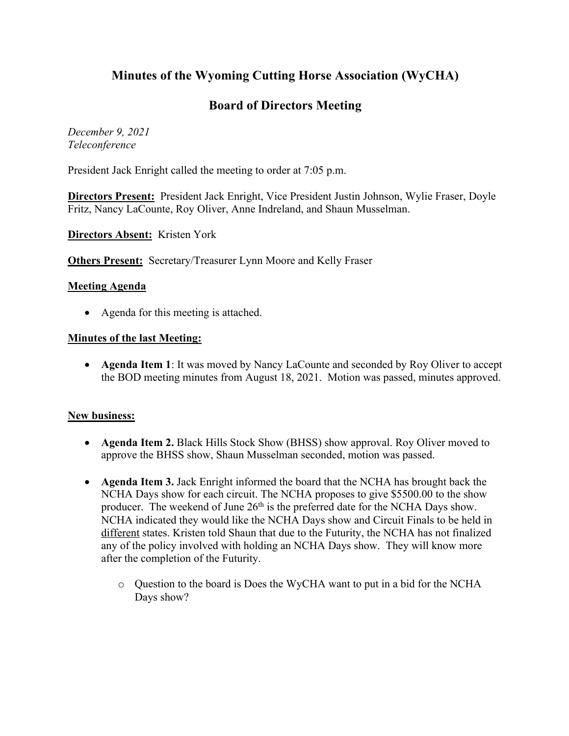# Minutes of the Wyoming Cutting Horse Association (WyCHA)

## Board of Directors Meeting

*December 9, 2021*
*Teleconference*

President Jack Enright called the meeting to order at 7:05 p.m.

**Directors Present:** President Jack Enright, Vice President Justin Johnson, Wylie Fraser, Doyle Fritz, Nancy LaCounte, Roy Oliver, Anne Indreland, and Shaun Musselman.

**Directors Absent:** Kristen York

**Others Present:** Secretary/Treasurer Lynn Moore and Kelly Fraser

**Meeting Agenda**

- Agenda for this meeting is attached.

**Minutes of the last Meeting:**

- **Agenda Item 1**: It was moved by Nancy LaCounte and seconded by Roy Oliver to accept the BOD meeting minutes from August 18, 2021. Motion was passed, minutes approved.

**New business:**

- **Agenda Item 2.** Black Hills Stock Show (BHSS) show approval. Roy Oliver moved to approve the BHSS show, Shaun Musselman seconded, motion was passed.
- **Agenda Item 3.** Jack Enright informed the board that the NCHA has brought back the NCHA Days show for each circuit. The NCHA proposes to give $5500.00 to the show producer. The weekend of June 26th is the preferred date for the NCHA Days show. NCHA indicated they would like the NCHA Days show and Circuit Finals to be held in different states. Kristen told Shaun that due to the Futurity, the NCHA has not finalized any of the policy involved with holding an NCHA Days show. They will know more after the completion of the Futurity.
  - Question to the board is Does the WyCHA want to put in a bid for the NCHA Days show?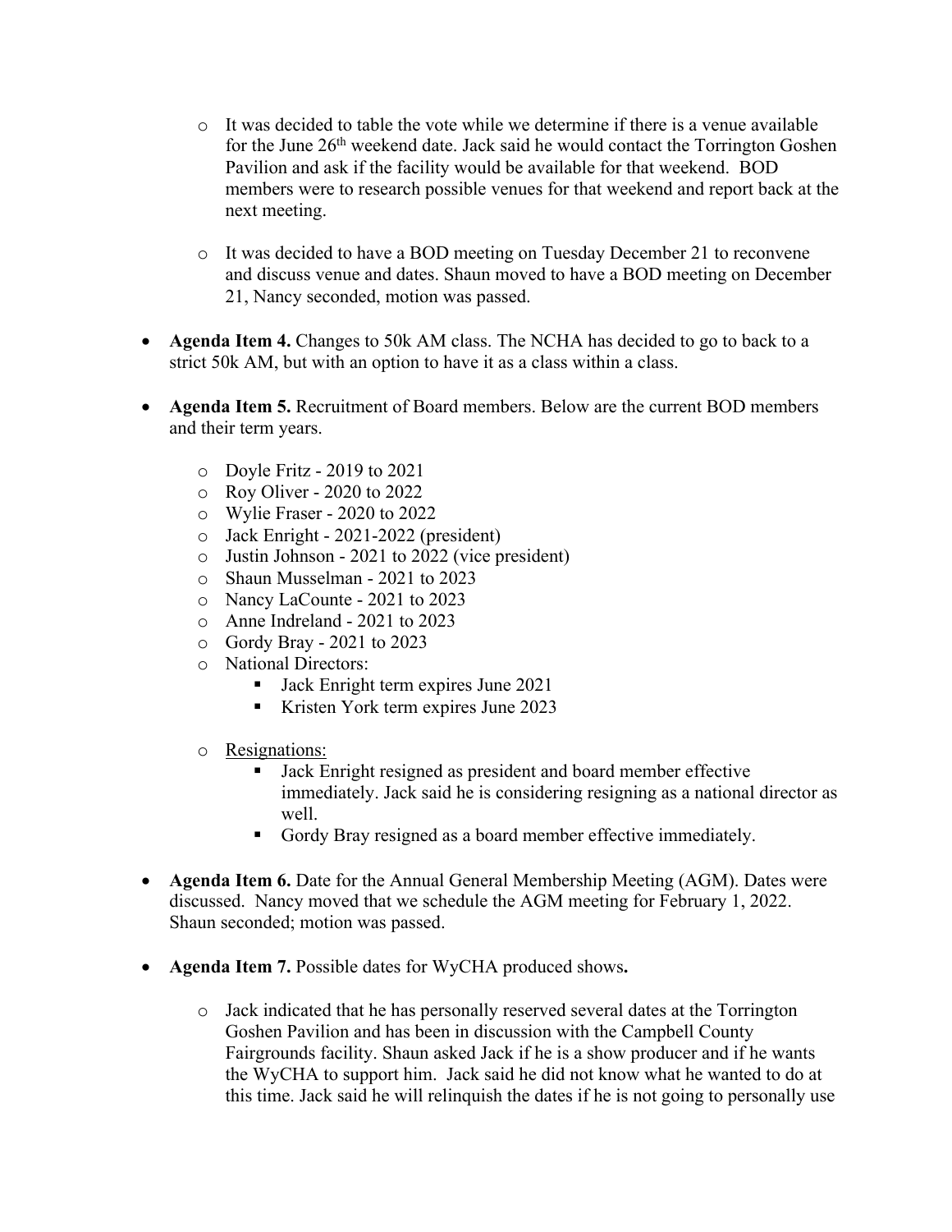- It was decided to table the vote while we determine if there is a venue available for the June 26th weekend date. Jack said he would contact the Torrington Goshen Pavilion and ask if the facility would be available for that weekend. BOD members were to research possible venues for that weekend and report back at the next meeting.

- It was decided to have a BOD meeting on Tuesday December 21 to reconvene and discuss venue and dates. Shaun moved to have a BOD meeting on December 21, Nancy seconded, motion was passed.

- **Agenda Item 4.** Changes to 50k AM class. The NCHA has decided to go to back to a strict 50k AM, but with an option to have it as a class within a class.

- **Agenda Item 5.** Recruitment of Board members. Below are the current BOD members and their term years.

  - Doyle Fritz - 2019 to 2021
  - Roy Oliver - 2020 to 2022
  - Wylie Fraser - 2020 to 2022
  - Jack Enright - 2021-2022 (president)
  - Justin Johnson - 2021 to 2022 (vice president)
  - Shaun Musselman - 2021 to 2023
  - Nancy LaCounte - 2021 to 2023
  - Anne Indreland - 2021 to 2023
  - Gordy Bray - 2021 to 2023
  - National Directors:
    - Jack Enright term expires June 2021
    - Kristen York term expires June 2023

  - Resignations:
    - Jack Enright resigned as president and board member effective immediately. Jack said he is considering resigning as a national director as well.
    - Gordy Bray resigned as a board member effective immediately.

- **Agenda Item 6.** Date for the Annual General Membership Meeting (AGM). Dates were discussed. Nancy moved that we schedule the AGM meeting for February 1, 2022. Shaun seconded; motion was passed.

- **Agenda Item 7.** Possible dates for WyCHA produced shows**.**

  - Jack indicated that he has personally reserved several dates at the Torrington Goshen Pavilion and has been in discussion with the Campbell County Fairgrounds facility. Shaun asked Jack if he is a show producer and if he wants the WyCHA to support him. Jack said he did not know what he wanted to do at this time. Jack said he will relinquish the dates if he is not going to personally use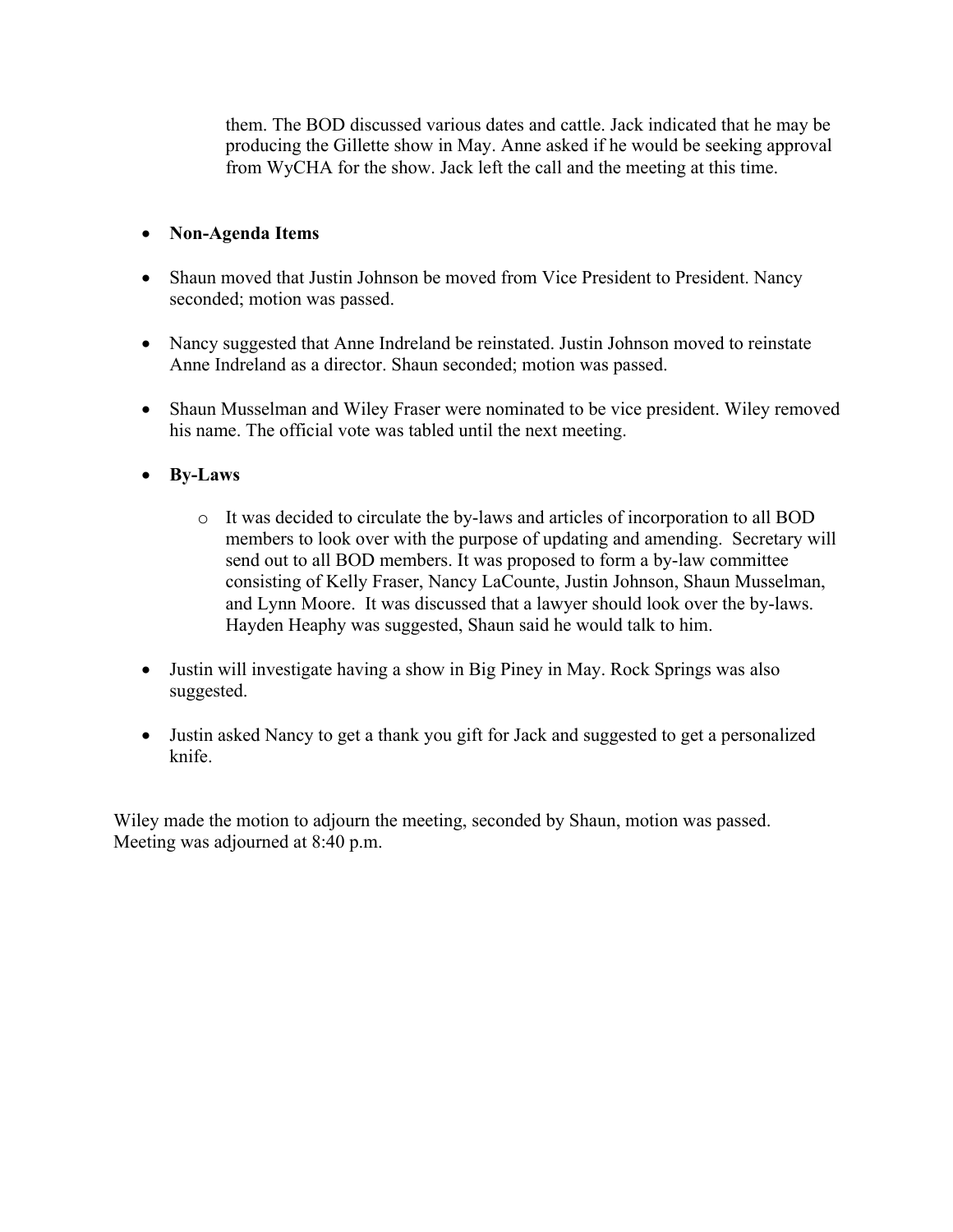them. The BOD discussed various dates and cattle. Jack indicated that he may be producing the Gillette show in May. Anne asked if he would be seeking approval from WyCHA for the show. Jack left the call and the meeting at this time.

- **Non-Agenda Items**

- Shaun moved that Justin Johnson be moved from Vice President to President. Nancy seconded; motion was passed.

- Nancy suggested that Anne Indreland be reinstated. Justin Johnson moved to reinstate Anne Indreland as a director. Shaun seconded; motion was passed.

- Shaun Musselman and Wiley Fraser were nominated to be vice president. Wiley removed his name. The official vote was tabled until the next meeting.

- **By-Laws**

  - It was decided to circulate the by-laws and articles of incorporation to all BOD members to look over with the purpose of updating and amending. Secretary will send out to all BOD members. It was proposed to form a by-law committee consisting of Kelly Fraser, Nancy LaCounte, Justin Johnson, Shaun Musselman, and Lynn Moore. It was discussed that a lawyer should look over the by-laws. Hayden Heaphy was suggested, Shaun said he would talk to him.

- Justin will investigate having a show in Big Piney in May. Rock Springs was also suggested.

- Justin asked Nancy to get a thank you gift for Jack and suggested to get a personalized knife.

Wiley made the motion to adjourn the meeting, seconded by Shaun, motion was passed. Meeting was adjourned at 8:40 p.m.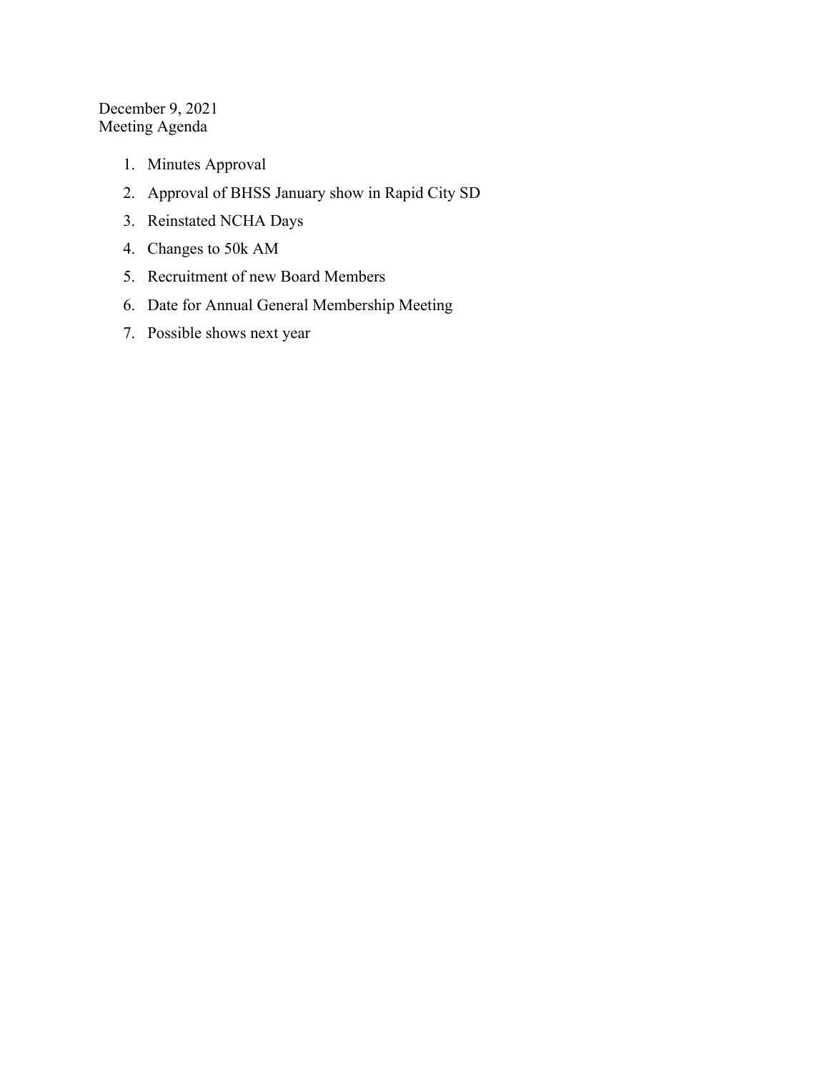December 9, 2021
Meeting Agenda

1. Minutes Approval
2. Approval of BHSS January show in Rapid City SD
3. Reinstated NCHA Days
4. Changes to 50k AM
5. Recruitment of new Board Members
6. Date for Annual General Membership Meeting
7. Possible shows next year